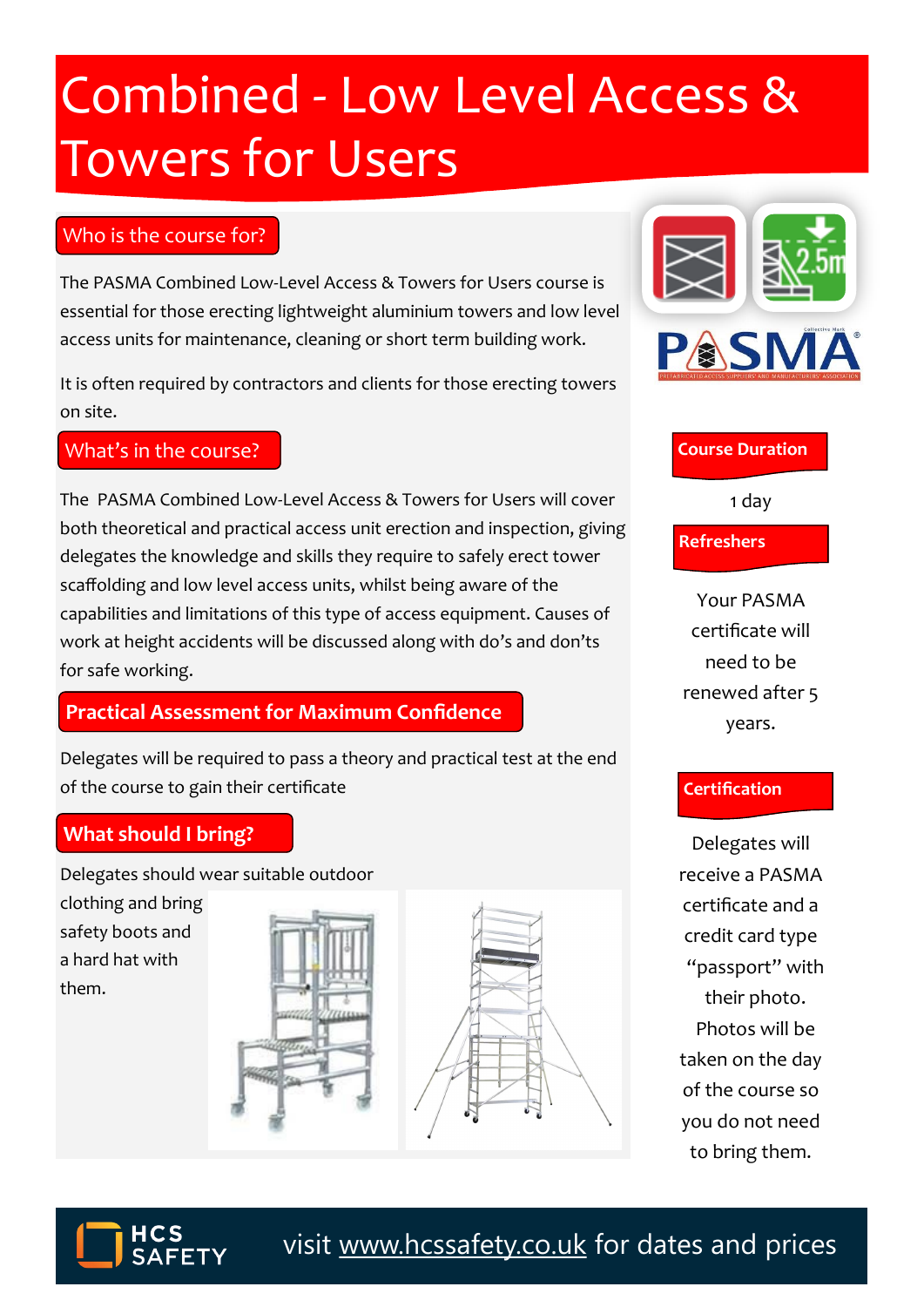# Combined - Low Level Access & Towers for Users

## Who is the course for?

The PASMA Combined Low-Level Access & Towers for Users course is essential for those erecting lightweight aluminium towers and low level access units for maintenance, cleaning or short term building work.

It is often required by contractors and clients for those erecting towers on site.

## What's in the course?

The PASMA Combined Low-Level Access & Towers for Users will cover both theoretical and practical access unit erection and inspection, giving delegates the knowledge and skills they require to safely erect tower scaffolding and low level access units, whilst being aware of the capabilities and limitations of this type of access equipment. Causes of work at height accidents will be discussed along with do's and don'ts for safe working.

## Practical Assessment for Maximum Confidence

Delegates will be required to pass a theory and practical test at the end of the course to gain their certificate

## What should I bring?

Delegates should wear suitable outdoor clothing and bring safety boots and a hard hat with them.

## Course Duration

1 day

## Refreshers

Your PASMA certificate will need to be renewed after 5 years.

## Certification

Delegates will receive a PASMA certificate and a credit card type "passport" with their photo. Photos will be taken on the day of the course so you do not need to bring them.

HCS SAFETY

visit www.hcssafety.co.uk for dates and prices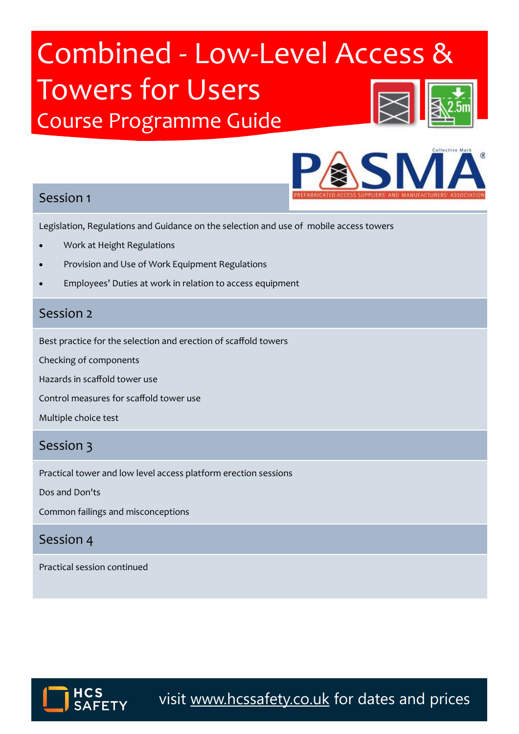# Combined - Low-Level Access & Towers for Users

## Course Programme Guide

PASMA
PREFABRICATED ACCESS SUPPLIERS' AND MANUFACTURERS' ASSOCIATION

### Session 1

Legislation, Regulations and Guidance on the selection and use of mobile access towers

- Work at Height Regulations
- Provision and Use of Work Equipment Regulations
- Employees' Duties at work in relation to access equipment

### Session 2

Best practice for the selection and erection of scaffold towers

Checking of components

Hazards in scaffold tower use

Control measures for scaffold tower use

Multiple choice test

### Session 3

Practical tower and low level access platform erection sessions

Dos and Don'ts

Common failings and misconceptions

### Session 4

Practical session continued

HCS SAFETY

visit www.hcssafety.co.uk for dates and prices